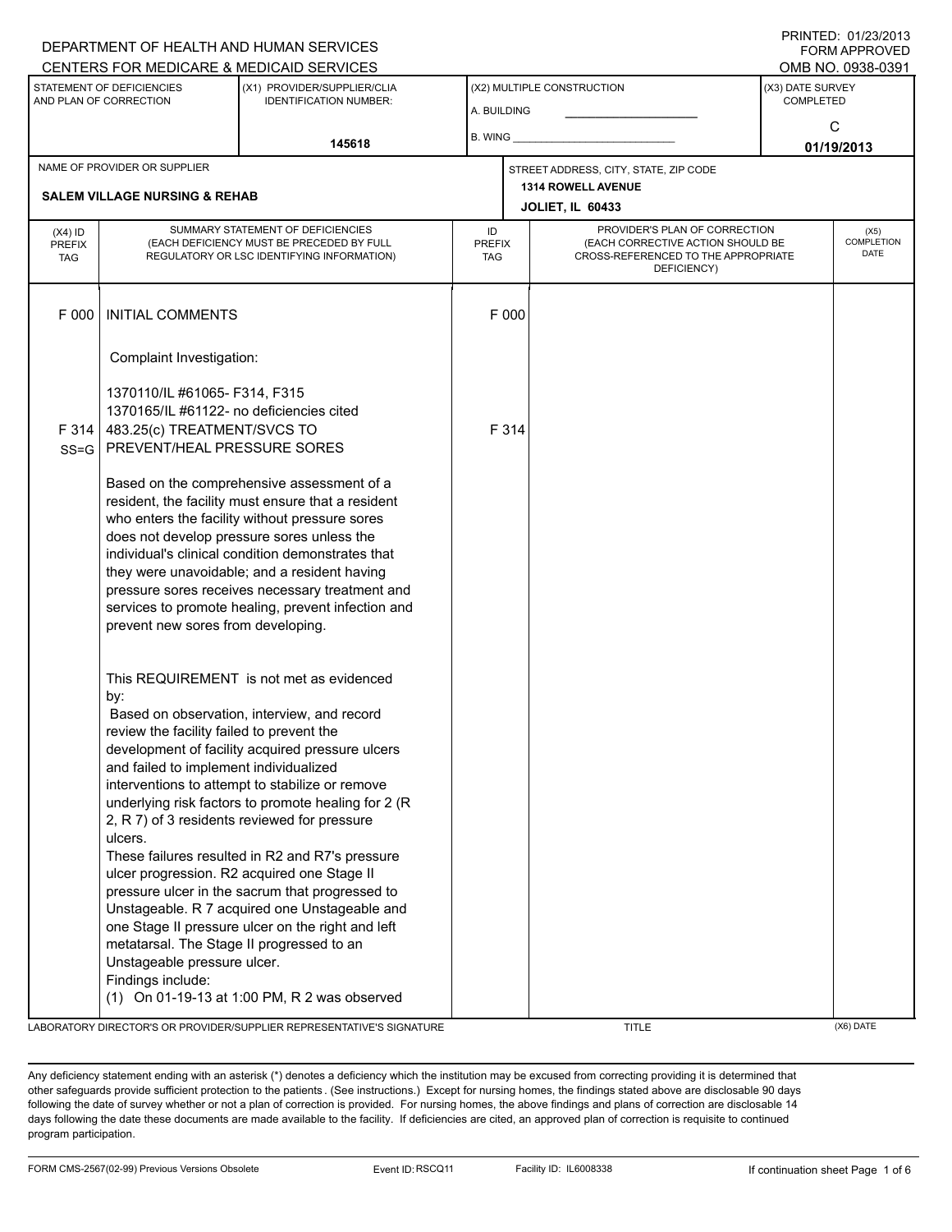DEPARTMENT OF HEALTH AND HUMAN SERVICES
CENTERS FOR MEDICARE & MEDICAID SERVICES

PRINTED: 01/23/2013
FORM APPROVED
OMB NO. 0938-0391

| STATEMENT OF DEFICIENCIES AND PLAN OF CORRECTION | (X1) PROVIDER/SUPPLIER/CLIA IDENTIFICATION NUMBER: | (X2) MULTIPLE CONSTRUCTION | (X3) DATE SURVEY COMPLETED |
|---|---|---|---|
| | 145618 | A. BUILDING ___ B. WING ___ | C 01/19/2013 |

| NAME OF PROVIDER OR SUPPLIER | STREET ADDRESS, CITY, STATE, ZIP CODE |
|---|---|
| SALEM VILLAGE NURSING & REHAB | 1314 ROWELL AVENUE JOLIET, IL 60433 |

| (X4) ID PREFIX TAG | SUMMARY STATEMENT OF DEFICIENCIES (EACH DEFICIENCY MUST BE PRECEDED BY FULL REGULATORY OR LSC IDENTIFYING INFORMATION) | ID PREFIX TAG | PROVIDER'S PLAN OF CORRECTION (EACH CORRECTIVE ACTION SHOULD BE CROSS-REFERENCED TO THE APPROPRIATE DEFICIENCY) | (X5) COMPLETION DATE |
|---|---|---|---|---|
| F 000 | INITIAL COMMENTS<br><br>Complaint Investigation:<br><br>1370110/IL #61065- F314, F315<br>1370165/IL #61122- no deficiencies cited | F 000 | | |
| F 314 SS=G | 483.25(c) TREATMENT/SVCS TO PREVENT/HEAL PRESSURE SORES<br><br>Based on the comprehensive assessment of a resident, the facility must ensure that a resident who enters the facility without pressure sores does not develop pressure sores unless the individual's clinical condition demonstrates that they were unavoidable; and a resident having pressure sores receives necessary treatment and services to promote healing, prevent infection and prevent new sores from developing.<br><br>This REQUIREMENT is not met as evidenced by:<br>Based on observation, interview, and record review the facility failed to prevent the development of facility acquired pressure ulcers and failed to implement individualized interventions to attempt to stabilize or remove underlying risk factors to promote healing for 2 (R 2, R 7) of 3 residents reviewed for pressure ulcers.<br>These failures resulted in R2 and R7's pressure ulcer progression. R2 acquired one Stage II pressure ulcer in the sacrum that progressed to Unstageable. R 7 acquired one Unstageable and one Stage II pressure ulcer on the right and left metatarsal. The Stage II progressed to an Unstageable pressure ulcer.<br>Findings include:<br>(1) On 01-19-13 at 1:00 PM, R 2 was observed | F 314 | | |

LABORATORY DIRECTOR'S OR PROVIDER/SUPPLIER REPRESENTATIVE'S SIGNATURE | TITLE | (X6) DATE

Any deficiency statement ending with an asterisk (*) denotes a deficiency which the institution may be excused from correcting providing it is determined that other safeguards provide sufficient protection to the patients . (See instructions.) Except for nursing homes, the findings stated above are disclosable 90 days following the date of survey whether or not a plan of correction is provided. For nursing homes, the above findings and plans of correction are disclosable 14 days following the date these documents are made available to the facility. If deficiencies are cited, an approved plan of correction is requisite to continued program participation.

FORM CMS-2567(02-99) Previous Versions Obsolete | Event ID: RSCQ11 | Facility ID: IL6008338 | If continuation sheet Page 1 of 6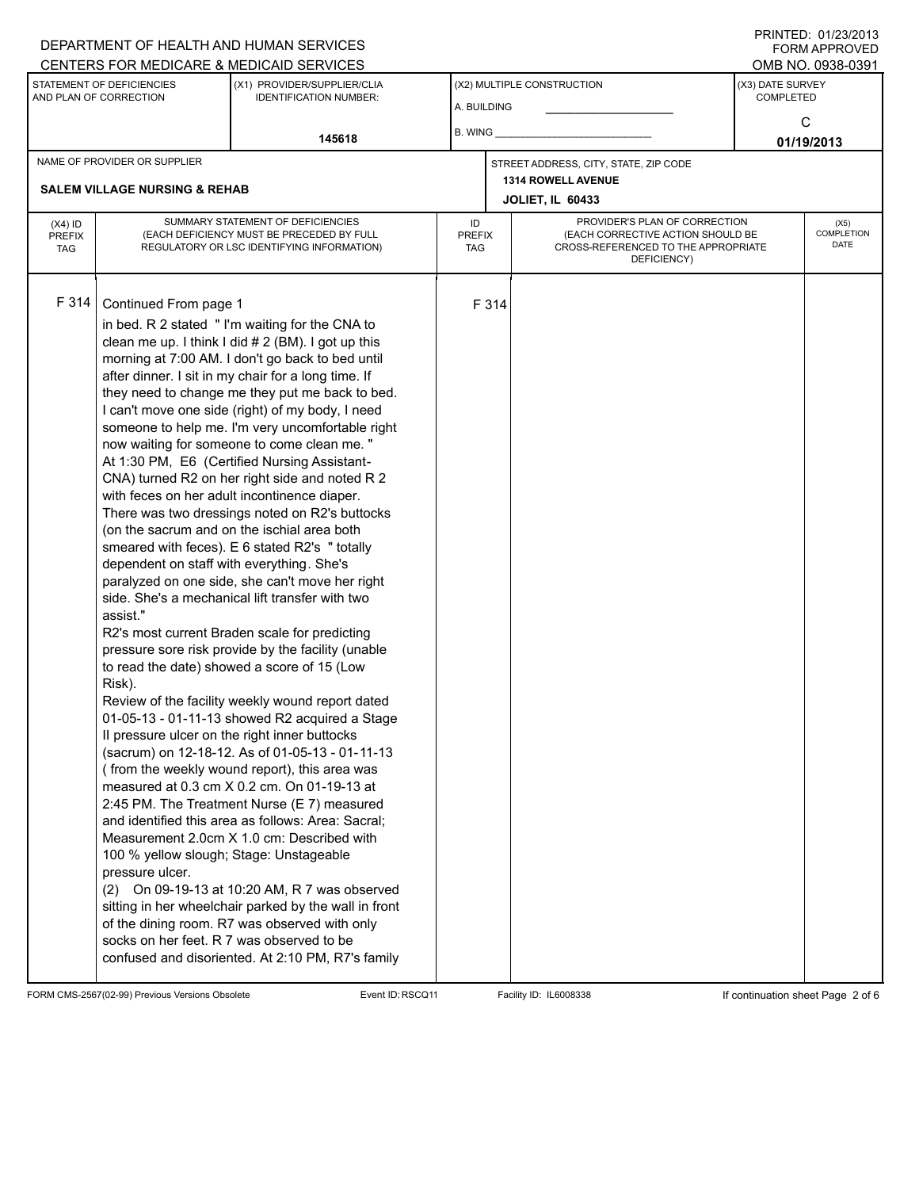DEPARTMENT OF HEALTH AND HUMAN SERVICES
CENTERS FOR MEDICARE & MEDICAID SERVICES

PRINTED: 01/23/2013
FORM APPROVED
OMB NO. 0938-0391

| STATEMENT OF DEFICIENCIES AND PLAN OF CORRECTION | (X1) PROVIDER/SUPPLIER/CLIA IDENTIFICATION NUMBER: | (X2) MULTIPLE CONSTRUCTION | (X3) DATE SURVEY COMPLETED |
|---|---|---|---|
| | 145618 | A. BUILDING ___ B. WING ___ | C 01/19/2013 |

| NAME OF PROVIDER OR SUPPLIER | STREET ADDRESS, CITY, STATE, ZIP CODE |
|---|---|
| SALEM VILLAGE NURSING & REHAB | 1314 ROWELL AVENUE JOLIET, IL 60433 |

| (X4) ID PREFIX TAG | SUMMARY STATEMENT OF DEFICIENCIES (EACH DEFICIENCY MUST BE PRECEDED BY FULL REGULATORY OR LSC IDENTIFYING INFORMATION) | ID PREFIX TAG | PROVIDER'S PLAN OF CORRECTION (EACH CORRECTIVE ACTION SHOULD BE CROSS-REFERENCED TO THE APPROPRIATE DEFICIENCY) | (X5) COMPLETION DATE |
|---|---|---|---|---|
| F 314 | Continued From page 1 | F 314 | | |

in bed. R 2 stated " I'm waiting for the CNA to clean me up. I think I did # 2 (BM). I got up this morning at 7:00 AM. I don't go back to bed until after dinner. I sit in my chair for a long time. If they need to change me they put me back to bed. I can't move one side (right) of my body, I need someone to help me. I'm very uncomfortable right now waiting for someone to come clean me. "

At 1:30 PM, E6 (Certified Nursing Assistant-CNA) turned R2 on her right side and noted R 2 with feces on her adult incontinence diaper. There was two dressings noted on R2's buttocks (on the sacrum and on the ischial area both smeared with feces). E 6 stated R2's " totally dependent on staff with everything. She's paralyzed on one side, she can't move her right side. She's a mechanical lift transfer with two assist."

R2's most current Braden scale for predicting pressure sore risk provide by the facility (unable to read the date) showed a score of 15 (Low Risk).

Review of the facility weekly wound report dated 01-05-13 - 01-11-13 showed R2 acquired a Stage II pressure ulcer on the right inner buttocks (sacrum) on 12-18-12. As of 01-05-13 - 01-11-13 ( from the weekly wound report), this area was measured at 0.3 cm X 0.2 cm. On 01-19-13 at 2:45 PM. The Treatment Nurse (E 7) measured and identified this area as follows: Area: Sacral; Measurement 2.0cm X 1.0 cm: Described with 100 % yellow slough; Stage: Unstageable pressure ulcer.

(2) On 09-19-13 at 10:20 AM, R 7 was observed sitting in her wheelchair parked by the wall in front of the dining room. R7 was observed with only socks on her feet. R 7 was observed to be confused and disoriented. At 2:10 PM, R7's family

FORM CMS-2567(02-99) Previous Versions Obsolete Event ID: RSCQ11 Facility ID: IL6008338 If continuation sheet Page 2 of 6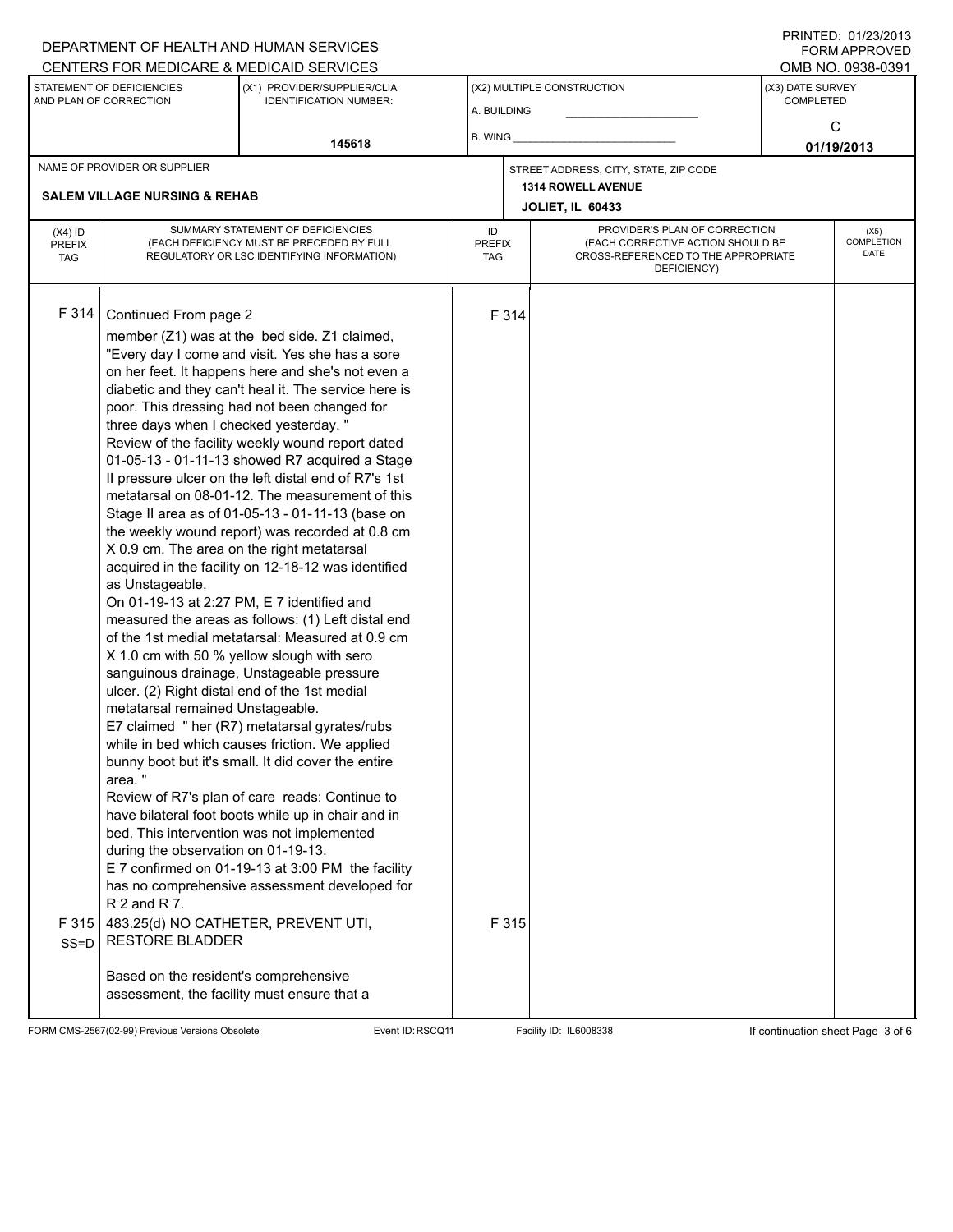DEPARTMENT OF HEALTH AND HUMAN SERVICES
CENTERS FOR MEDICARE & MEDICAID SERVICES

PRINTED: 01/23/2013
FORM APPROVED
OMB NO. 0938-0391

| STATEMENT OF DEFICIENCIES AND PLAN OF CORRECTION | (X1) PROVIDER/SUPPLIER/CLIA IDENTIFICATION NUMBER: | (X2) MULTIPLE CONSTRUCTION | (X3) DATE SURVEY COMPLETED |
|---|---|---|---|
| | 145618 | A. BUILDING ___ B. WING ___ | C 01/19/2013 |

| NAME OF PROVIDER OR SUPPLIER | STREET ADDRESS, CITY, STATE, ZIP CODE |
|---|---|
| SALEM VILLAGE NURSING & REHAB | 1314 ROWELL AVENUE JOLIET, IL 60433 |

| (X4) ID PREFIX TAG | SUMMARY STATEMENT OF DEFICIENCIES (EACH DEFICIENCY MUST BE PRECEDED BY FULL REGULATORY OR LSC IDENTIFYING INFORMATION) | ID PREFIX TAG | PROVIDER'S PLAN OF CORRECTION (EACH CORRECTIVE ACTION SHOULD BE CROSS-REFERENCED TO THE APPROPRIATE DEFICIENCY) | (X5) COMPLETION DATE |
|---|---|---|---|---|
| F 314 | Continued From page 2<br>member (Z1) was at the bed side. Z1 claimed, "Every day I come and visit. Yes she has a sore on her feet. It happens here and she's not even a diabetic and they can't heal it. The service here is poor. This dressing had not been changed for three days when I checked yesterday. "<br>Review of the facility weekly wound report dated 01-05-13 - 01-11-13 showed R7 acquired a Stage II pressure ulcer on the left distal end of R7's 1st metatarsal on 08-01-12. The measurement of this Stage II area as of 01-05-13 - 01-11-13 (base on the weekly wound report) was recorded at 0.8 cm X 0.9 cm. The area on the right metatarsal acquired in the facility on 12-18-12 was identified as Unstageable.<br>On 01-19-13 at 2:27 PM, E 7 identified and measured the areas as follows: (1) Left distal end of the 1st medial metatarsal: Measured at 0.9 cm X 1.0 cm with 50 % yellow slough with sero sanguinous drainage, Unstageable pressure ulcer. (2) Right distal end of the 1st medial metatarsal remained Unstageable.<br>E7 claimed " her (R7) metatarsal gyrates/rubs while in bed which causes friction. We applied bunny boot but it's small. It did cover the entire area. "<br>Review of R7's plan of care reads: Continue to have bilateral foot boots while up in chair and in bed. This intervention was not implemented during the observation on 01-19-13.<br>E 7 confirmed on 01-19-13 at 3:00 PM the facility has no comprehensive assessment developed for R 2 and R 7. | F 314 | | |
| F 315 SS=D | 483.25(d) NO CATHETER, PREVENT UTI, RESTORE BLADDER<br><br>Based on the resident's comprehensive assessment, the facility must ensure that a | F 315 | | |

FORM CMS-2567(02-99) Previous Versions Obsolete Event ID: RSCQ11 Facility ID: IL6008338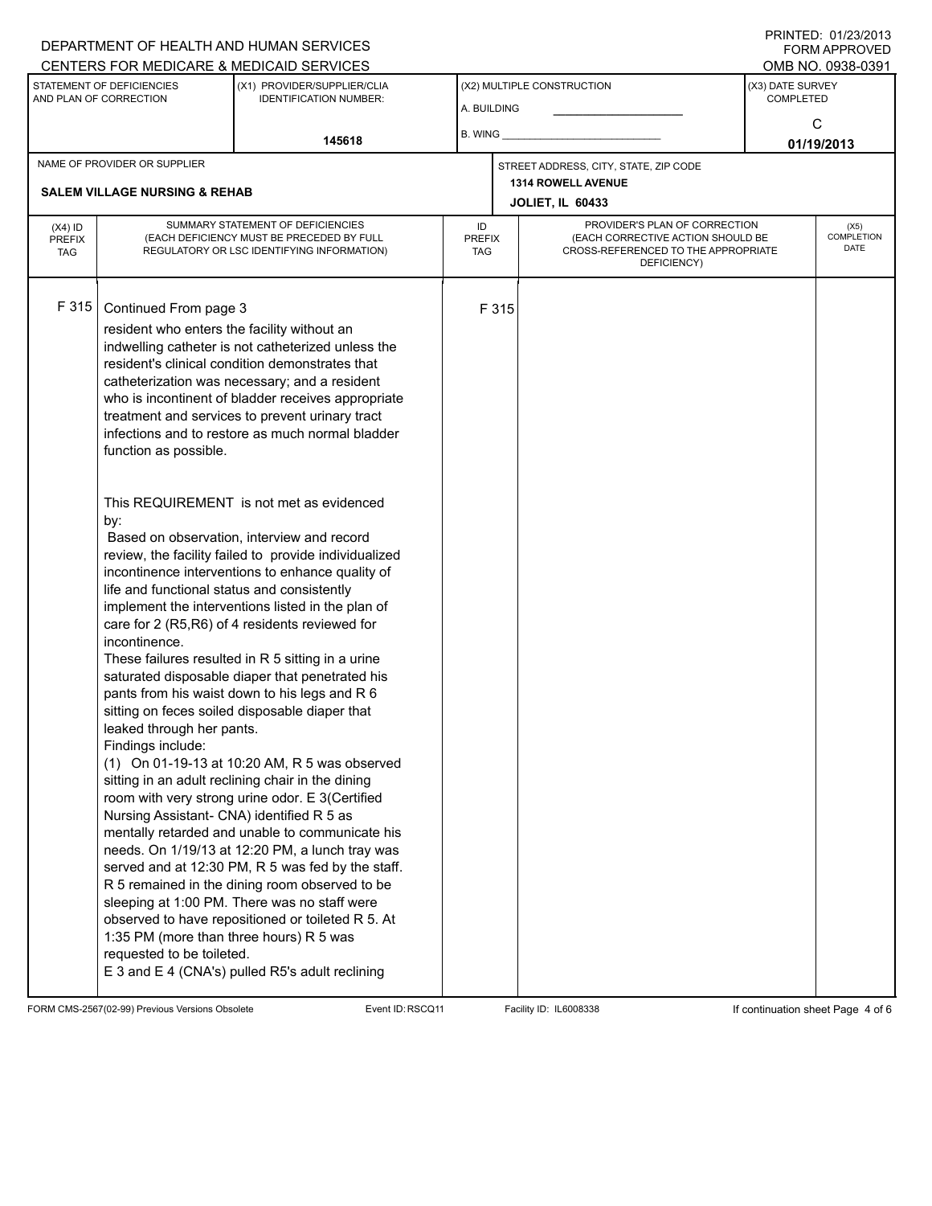DEPARTMENT OF HEALTH AND HUMAN SERVICES
CENTERS FOR MEDICARE & MEDICAID SERVICES

PRINTED: 01/23/2013
FORM APPROVED
OMB NO. 0938-0391

| STATEMENT OF DEFICIENCIES AND PLAN OF CORRECTION | (X1) PROVIDER/SUPPLIER/CLIA IDENTIFICATION NUMBER: | (X2) MULTIPLE CONSTRUCTION | (X3) DATE SURVEY COMPLETED |
|---|---|---|---|
| | 145618 | A. BUILDING ___ B. WING ___ | C 01/19/2013 |

| NAME OF PROVIDER OR SUPPLIER | STREET ADDRESS, CITY, STATE, ZIP CODE |
|---|---|
| SALEM VILLAGE NURSING & REHAB | 1314 ROWELL AVENUE JOLIET, IL 60433 |

| (X4) ID PREFIX TAG | SUMMARY STATEMENT OF DEFICIENCIES (EACH DEFICIENCY MUST BE PRECEDED BY FULL REGULATORY OR LSC IDENTIFYING INFORMATION) | ID PREFIX TAG | PROVIDER'S PLAN OF CORRECTION (EACH CORRECTIVE ACTION SHOULD BE CROSS-REFERENCED TO THE APPROPRIATE DEFICIENCY) | (X5) COMPLETION DATE |
|---|---|---|---|---|
| F 315 | Continued From page 3<br>resident who enters the facility without an indwelling catheter is not catheterized unless the resident's clinical condition demonstrates that catheterization was necessary; and a resident who is incontinent of bladder receives appropriate treatment and services to prevent urinary tract infections and to restore as much normal bladder function as possible.<br><br>This REQUIREMENT is not met as evidenced by:<br>Based on observation, interview and record review, the facility failed to provide individualized incontinence interventions to enhance quality of life and functional status and consistently implement the interventions listed in the plan of care for 2 (R5,R6) of 4 residents reviewed for incontinence.<br>These failures resulted in R 5 sitting in a urine saturated disposable diaper that penetrated his pants from his waist down to his legs and R 6 sitting on feces soiled disposable diaper that leaked through her pants.<br>Findings include:<br>(1) On 01-19-13 at 10:20 AM, R 5 was observed sitting in an adult reclining chair in the dining room with very strong urine odor. E 3(Certified Nursing Assistant- CNA) identified R 5 as mentally retarded and unable to communicate his needs. On 1/19/13 at 12:20 PM, a lunch tray was served and at 12:30 PM, R 5 was fed by the staff. R 5 remained in the dining room observed to be sleeping at 1:00 PM. There was no staff were observed to have repositioned or toileted R 5. At 1:35 PM (more than three hours) R 5 was requested to be toileted.<br>E 3 and E 4 (CNA's) pulled R5's adult reclining | F 315 | | |

FORM CMS-2567(02-99) Previous Versions Obsolete | Event ID: RSCQ11 | Facility ID: IL6008338 | If continuation sheet Page 4 of 6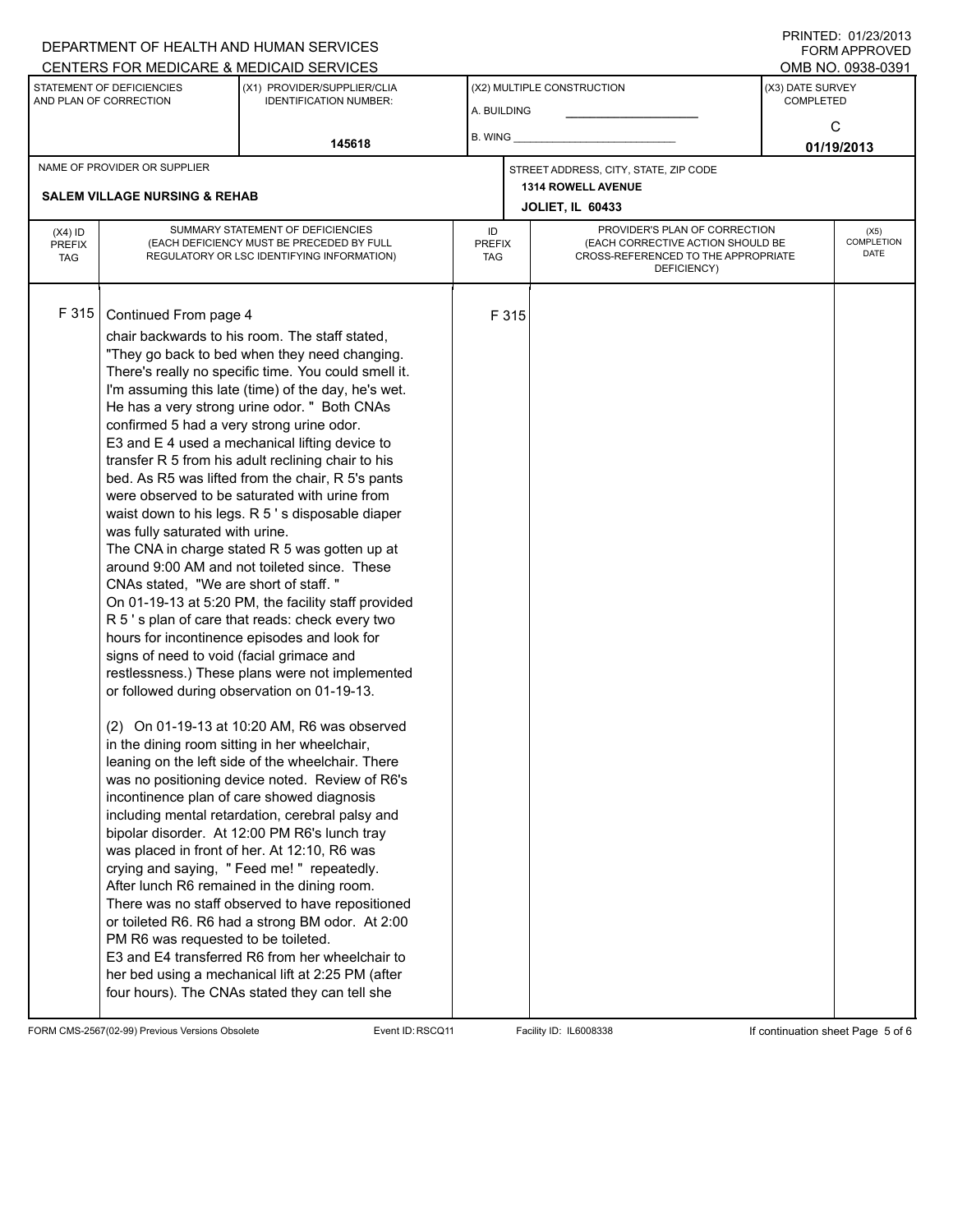DEPARTMENT OF HEALTH AND HUMAN SERVICES
CENTERS FOR MEDICARE & MEDICAID SERVICES

PRINTED: 01/23/2013
FORM APPROVED
OMB NO. 0938-0391

| STATEMENT OF DEFICIENCIES AND PLAN OF CORRECTION | (X1) PROVIDER/SUPPLIER/CLIA IDENTIFICATION NUMBER: | (X2) MULTIPLE CONSTRUCTION | (X3) DATE SURVEY COMPLETED |
|---|---|---|---|
| | 145618 | A. BUILDING ___ B. WING ___ | C 01/19/2013 |

| NAME OF PROVIDER OR SUPPLIER | STREET ADDRESS, CITY, STATE, ZIP CODE |
|---|---|
| SALEM VILLAGE NURSING & REHAB | 1314 ROWELL AVENUE JOLIET, IL 60433 |

| (X4) ID PREFIX TAG | SUMMARY STATEMENT OF DEFICIENCIES (EACH DEFICIENCY MUST BE PRECEDED BY FULL REGULATORY OR LSC IDENTIFYING INFORMATION) | ID PREFIX TAG | PROVIDER'S PLAN OF CORRECTION (EACH CORRECTIVE ACTION SHOULD BE CROSS-REFERENCED TO THE APPROPRIATE DEFICIENCY) | (X5) COMPLETION DATE |
|---|---|---|---|---|
| F 315 | Continued From page 4<br>chair backwards to his room. The staff stated, "They go back to bed when they need changing. There's really no specific time. You could smell it. I'm assuming this late (time) of the day, he's wet. He has a very strong urine odor. " Both CNAs confirmed 5 had a very strong urine odor.<br>E3 and E 4 used a mechanical lifting device to transfer R 5 from his adult reclining chair to his bed. As R5 was lifted from the chair, R 5's pants were observed to be saturated with urine from waist down to his legs. R 5 ' s disposable diaper was fully saturated with urine.<br>The CNA in charge stated R 5 was gotten up at around 9:00 AM and not toileted since. These CNAs stated, "We are short of staff. "<br>On 01-19-13 at 5:20 PM, the facility staff provided R 5 ' s plan of care that reads: check every two hours for incontinence episodes and look for signs of need to void (facial grimace and restlessness.) These plans were not implemented or followed during observation on 01-19-13.<br><br>(2) On 01-19-13 at 10:20 AM, R6 was observed in the dining room sitting in her wheelchair, leaning on the left side of the wheelchair. There was no positioning device noted. Review of R6's incontinence plan of care showed diagnosis including mental retardation, cerebral palsy and bipolar disorder. At 12:00 PM R6's lunch tray was placed in front of her. At 12:10, R6 was crying and saying, " Feed me! " repeatedly. After lunch R6 remained in the dining room. There was no staff observed to have repositioned or toileted R6. R6 had a strong BM odor. At 2:00 PM R6 was requested to be toileted.<br>E3 and E4 transferred R6 from her wheelchair to her bed using a mechanical lift at 2:25 PM (after four hours). The CNAs stated they can tell she | F 315 | | |

FORM CMS-2567(02-99) Previous Versions Obsolete Event ID: RSCQ11 Facility ID: IL6008338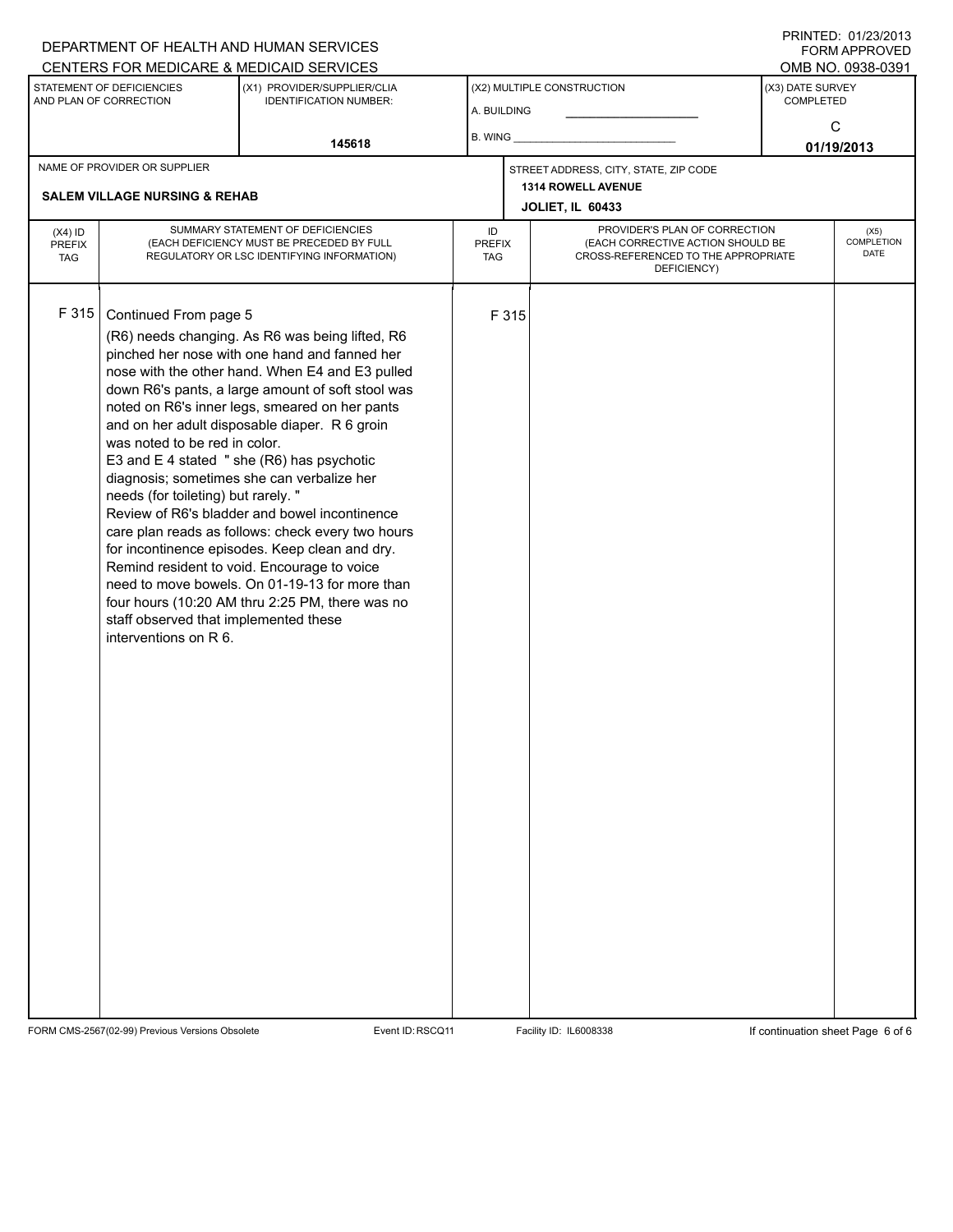DEPARTMENT OF HEALTH AND HUMAN SERVICES
CENTERS FOR MEDICARE & MEDICAID SERVICES

PRINTED: 01/23/2013
FORM APPROVED
OMB NO. 0938-0391

| STATEMENT OF DEFICIENCIES AND PLAN OF CORRECTION | (X1) PROVIDER/SUPPLIER/CLIA IDENTIFICATION NUMBER: | (X2) MULTIPLE CONSTRUCTION | (X3) DATE SURVEY COMPLETED |
|---|---|---|---|
| | 145618 | A. BUILDING ______ B. WING ______ | C 01/19/2013 |

| NAME OF PROVIDER OR SUPPLIER | STREET ADDRESS, CITY, STATE, ZIP CODE |
|---|---|
| SALEM VILLAGE NURSING & REHAB | 1314 ROWELL AVENUE JOLIET, IL 60433 |

| (X4) ID PREFIX TAG | SUMMARY STATEMENT OF DEFICIENCIES (EACH DEFICIENCY MUST BE PRECEDED BY FULL REGULATORY OR LSC IDENTIFYING INFORMATION) | ID PREFIX TAG | PROVIDER'S PLAN OF CORRECTION (EACH CORRECTIVE ACTION SHOULD BE CROSS-REFERENCED TO THE APPROPRIATE DEFICIENCY) | (X5) COMPLETION DATE |
|---|---|---|---|---|
| F 315 | Continued From page 5<br>(R6) needs changing. As R6 was being lifted, R6 pinched her nose with one hand and fanned her nose with the other hand. When E4 and E3 pulled down R6's pants, a large amount of soft stool was noted on R6's inner legs, smeared on her pants and on her adult disposable diaper. R 6 groin was noted to be red in color.<br>E3 and E 4 stated " she (R6) has psychotic diagnosis; sometimes she can verbalize her needs (for toileting) but rarely. "<br>Review of R6's bladder and bowel incontinence care plan reads as follows: check every two hours for incontinence episodes. Keep clean and dry. Remind resident to void. Encourage to voice need to move bowels. On 01-19-13 for more than four hours (10:20 AM thru 2:25 PM, there was no staff observed that implemented these interventions on R 6. | F 315 | | |

FORM CMS-2567(02-99) Previous Versions Obsolete Event ID: RSCQ11 Facility ID: IL6008338 If continuation sheet Page 6 of 6